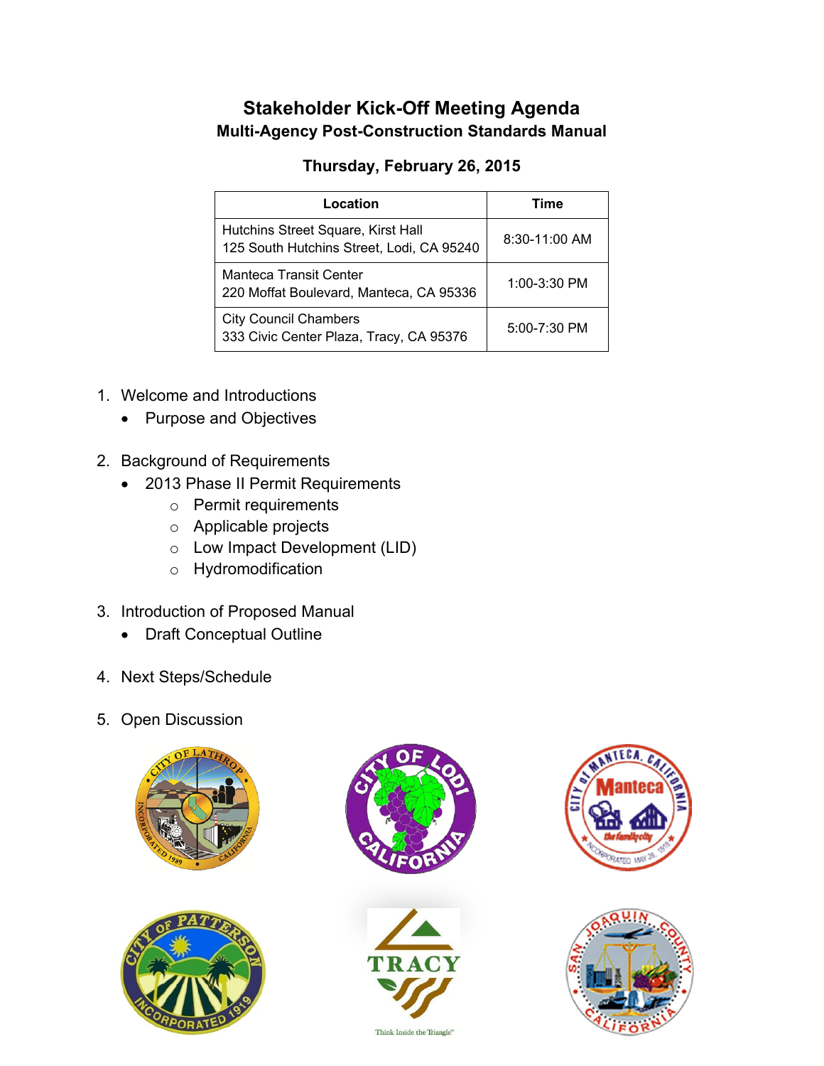# Stakeholder Kick-Off Meeting Agenda

## Multi-Agency Post-Construction Standards Manual

### Thursday, February 26, 2015

| Location | Time |
|---|---|
| Hutchins Street Square, Kirst Hall<br>125 South Hutchins Street, Lodi, CA 95240 | 8:30-11:00 AM |
| Manteca Transit Center<br>220 Moffat Boulevard, Manteca, CA 95336 | 1:00-3:30 PM |
| City Council Chambers<br>333 Civic Center Plaza, Tracy, CA 95376 | 5:00-7:30 PM |

1. Welcome and Introductions
   - Purpose and Objectives

2. Background of Requirements
   - 2013 Phase II Permit Requirements
     - Permit requirements
     - Applicable projects
     - Low Impact Development (LID)
     - Hydromodification

3. Introduction of Proposed Manual
   - Draft Conceptual Outline

4. Next Steps/Schedule

5. Open Discussion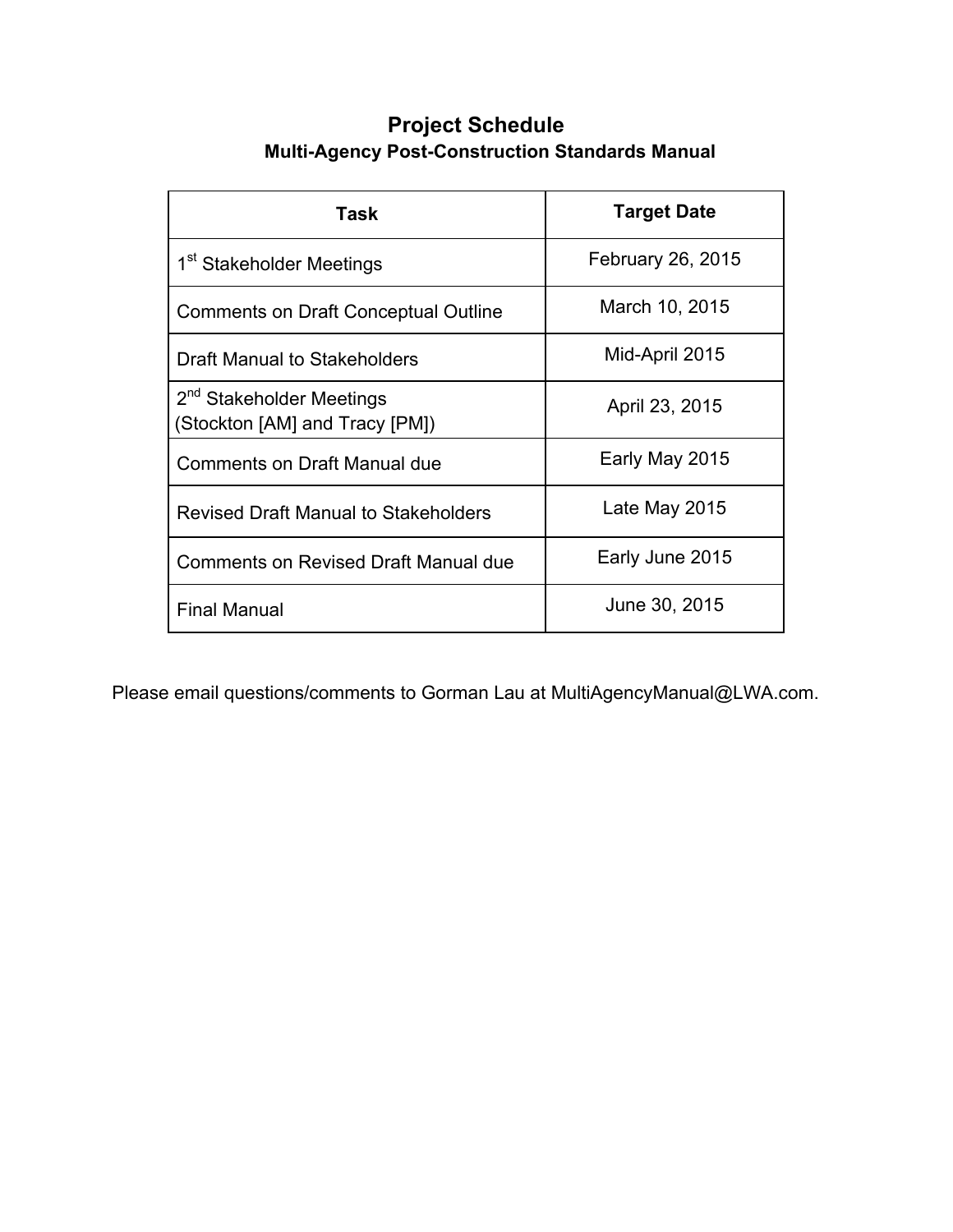# Project Schedule

## Multi-Agency Post-Construction Standards Manual

| Task | Target Date |
|---|---|
| 1st Stakeholder Meetings | February 26, 2015 |
| Comments on Draft Conceptual Outline | March 10, 2015 |
| Draft Manual to Stakeholders | Mid-April 2015 |
| 2nd Stakeholder Meetings (Stockton [AM] and Tracy [PM]) | April 23, 2015 |
| Comments on Draft Manual due | Early May 2015 |
| Revised Draft Manual to Stakeholders | Late May 2015 |
| Comments on Revised Draft Manual due | Early June 2015 |
| Final Manual | June 30, 2015 |

Please email questions/comments to Gorman Lau at MultiAgencyManual@LWA.com.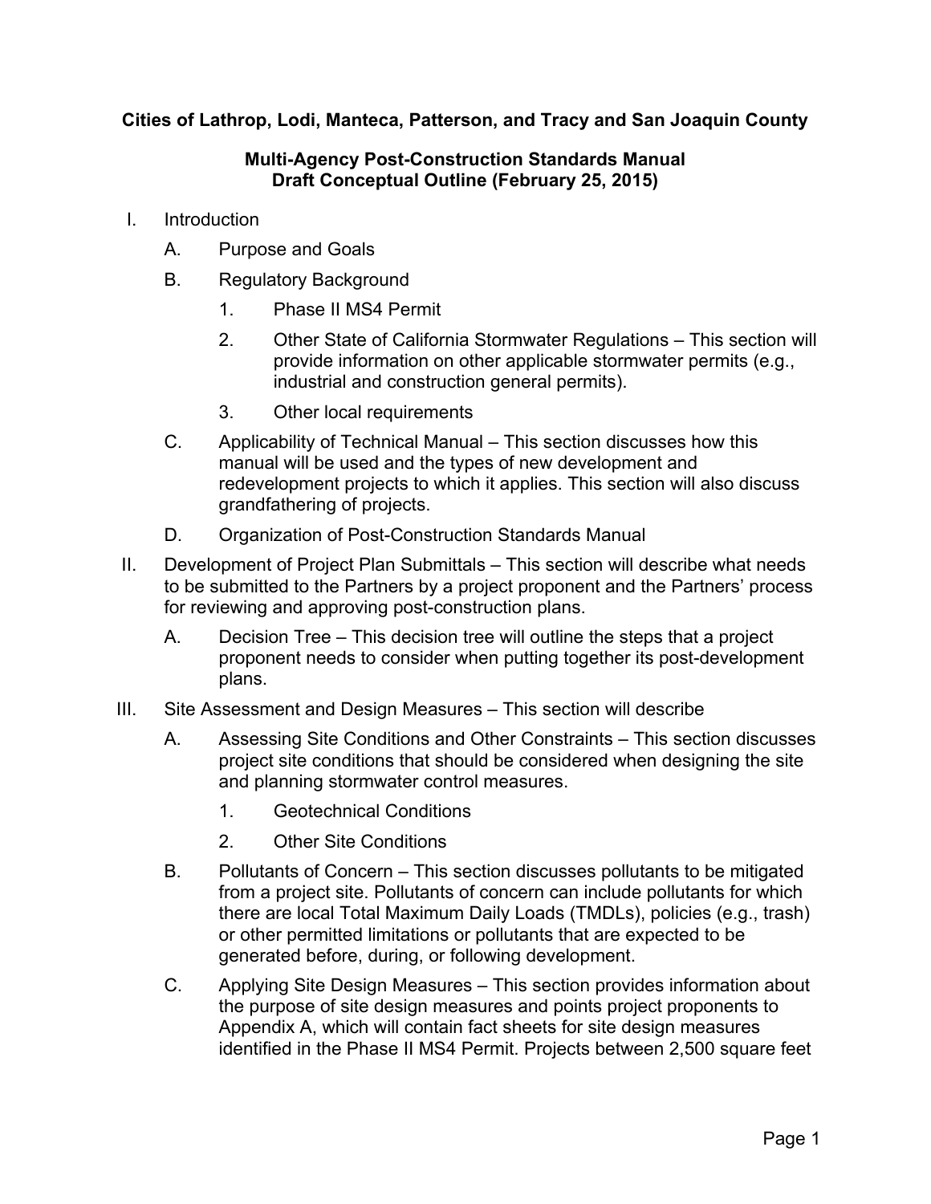**Cities of Lathrop, Lodi, Manteca, Patterson, and Tracy and San Joaquin County**

**Multi-Agency Post-Construction Standards Manual**
**Draft Conceptual Outline (February 25, 2015)**

I. Introduction

   A. Purpose and Goals

   B. Regulatory Background

      1. Phase II MS4 Permit

      2. Other State of California Stormwater Regulations – This section will provide information on other applicable stormwater permits (e.g., industrial and construction general permits).

      3. Other local requirements

   C. Applicability of Technical Manual – This section discusses how this manual will be used and the types of new development and redevelopment projects to which it applies. This section will also discuss grandfathering of projects.

   D. Organization of Post-Construction Standards Manual

II. Development of Project Plan Submittals – This section will describe what needs to be submitted to the Partners by a project proponent and the Partners' process for reviewing and approving post-construction plans.

   A. Decision Tree – This decision tree will outline the steps that a project proponent needs to consider when putting together its post-development plans.

III. Site Assessment and Design Measures – This section will describe

   A. Assessing Site Conditions and Other Constraints – This section discusses project site conditions that should be considered when designing the site and planning stormwater control measures.

      1. Geotechnical Conditions

      2. Other Site Conditions

   B. Pollutants of Concern – This section discusses pollutants to be mitigated from a project site. Pollutants of concern can include pollutants for which there are local Total Maximum Daily Loads (TMDLs), policies (e.g., trash) or other permitted limitations or pollutants that are expected to be generated before, during, or following development.

   C. Applying Site Design Measures – This section provides information about the purpose of site design measures and points project proponents to Appendix A, which will contain fact sheets for site design measures identified in the Phase II MS4 Permit. Projects between 2,500 square feet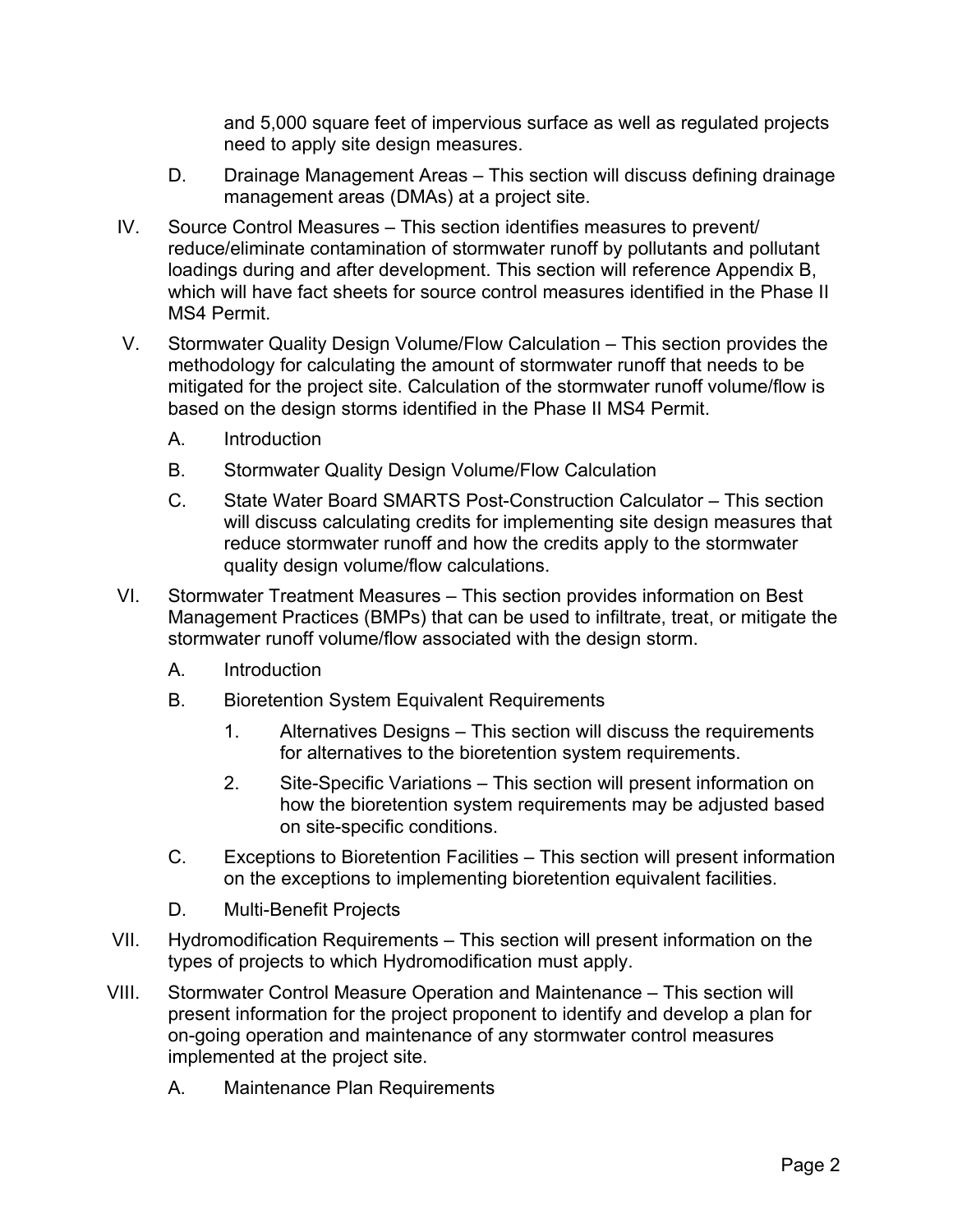and 5,000 square feet of impervious surface as well as regulated projects need to apply site design measures.

D. Drainage Management Areas – This section will discuss defining drainage management areas (DMAs) at a project site.

IV. Source Control Measures – This section identifies measures to prevent/ reduce/eliminate contamination of stormwater runoff by pollutants and pollutant loadings during and after development. This section will reference Appendix B, which will have fact sheets for source control measures identified in the Phase II MS4 Permit.

V. Stormwater Quality Design Volume/Flow Calculation – This section provides the methodology for calculating the amount of stormwater runoff that needs to be mitigated for the project site. Calculation of the stormwater runoff volume/flow is based on the design storms identified in the Phase II MS4 Permit.

   A. Introduction

   B. Stormwater Quality Design Volume/Flow Calculation

   C. State Water Board SMARTS Post-Construction Calculator – This section will discuss calculating credits for implementing site design measures that reduce stormwater runoff and how the credits apply to the stormwater quality design volume/flow calculations.

VI. Stormwater Treatment Measures – This section provides information on Best Management Practices (BMPs) that can be used to infiltrate, treat, or mitigate the stormwater runoff volume/flow associated with the design storm.

   A. Introduction

   B. Bioretention System Equivalent Requirements

      1. Alternatives Designs – This section will discuss the requirements for alternatives to the bioretention system requirements.

      2. Site-Specific Variations – This section will present information on how the bioretention system requirements may be adjusted based on site-specific conditions.

   C. Exceptions to Bioretention Facilities – This section will present information on the exceptions to implementing bioretention equivalent facilities.

   D. Multi-Benefit Projects

VII. Hydromodification Requirements – This section will present information on the types of projects to which Hydromodification must apply.

VIII. Stormwater Control Measure Operation and Maintenance – This section will present information for the project proponent to identify and develop a plan for on-going operation and maintenance of any stormwater control measures implemented at the project site.

   A. Maintenance Plan Requirements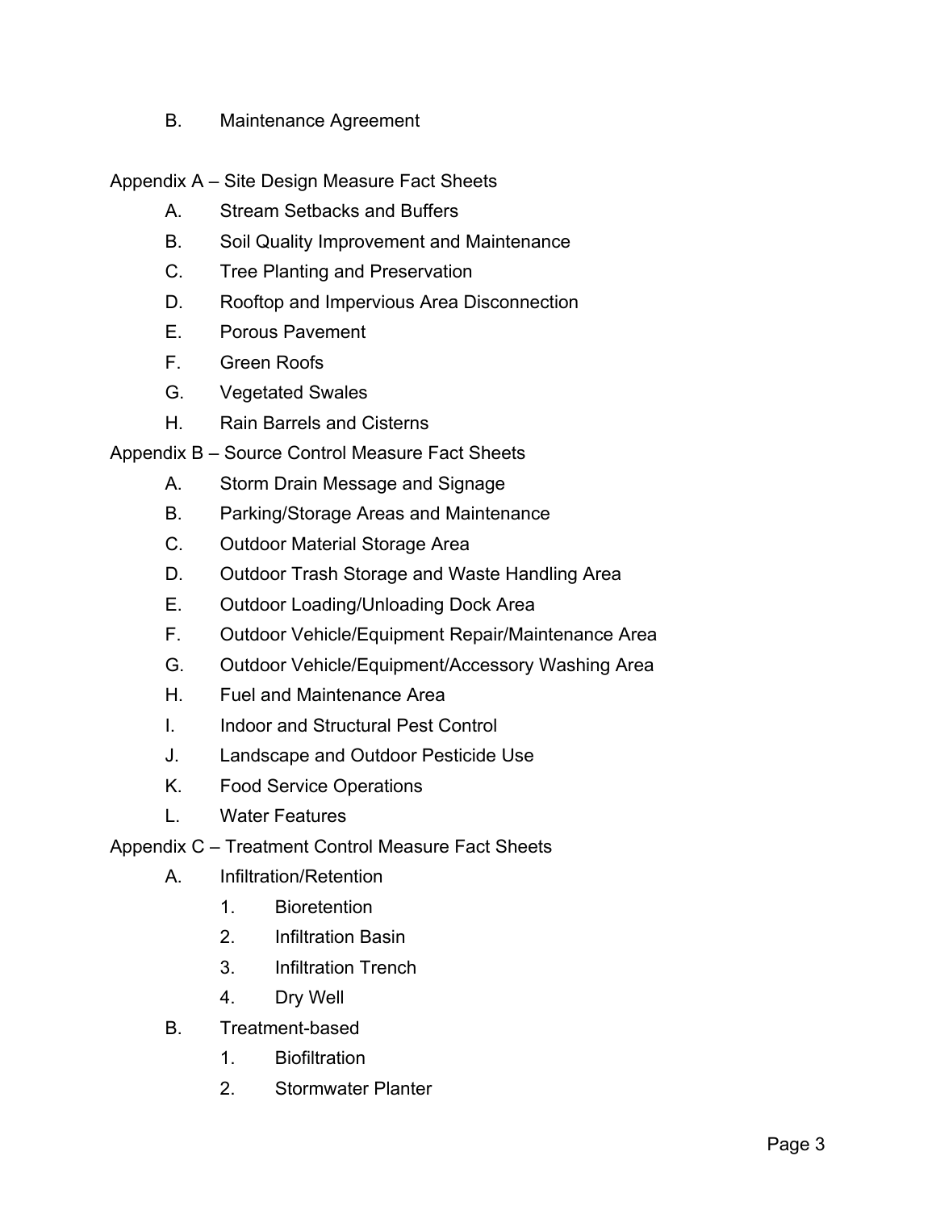B. Maintenance Agreement

Appendix A – Site Design Measure Fact Sheets

A. Stream Setbacks and Buffers
B. Soil Quality Improvement and Maintenance
C. Tree Planting and Preservation
D. Rooftop and Impervious Area Disconnection
E. Porous Pavement
F. Green Roofs
G. Vegetated Swales
H. Rain Barrels and Cisterns

Appendix B – Source Control Measure Fact Sheets

A. Storm Drain Message and Signage
B. Parking/Storage Areas and Maintenance
C. Outdoor Material Storage Area
D. Outdoor Trash Storage and Waste Handling Area
E. Outdoor Loading/Unloading Dock Area
F. Outdoor Vehicle/Equipment Repair/Maintenance Area
G. Outdoor Vehicle/Equipment/Accessory Washing Area
H. Fuel and Maintenance Area
I. Indoor and Structural Pest Control
J. Landscape and Outdoor Pesticide Use
K. Food Service Operations
L. Water Features

Appendix C – Treatment Control Measure Fact Sheets

A. Infiltration/Retention
   1. Bioretention
   2. Infiltration Basin
   3. Infiltration Trench
   4. Dry Well
B. Treatment-based
   1. Biofiltration
   2. Stormwater Planter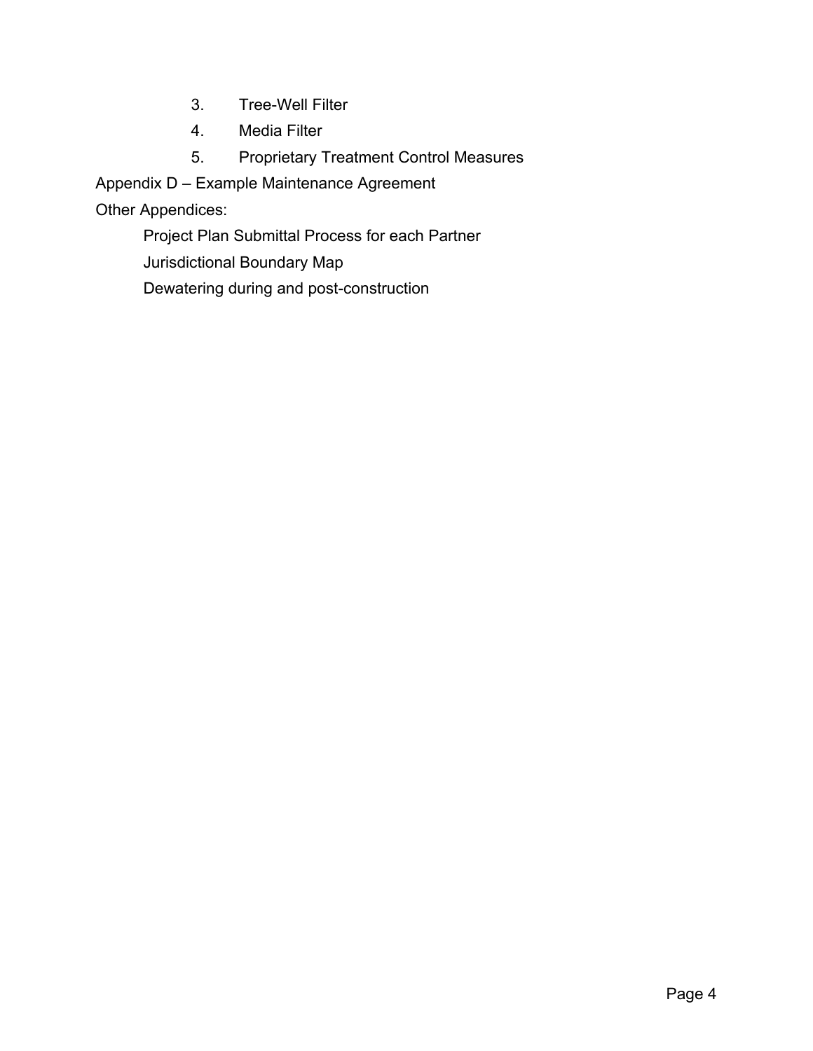3. Tree-Well Filter
4. Media Filter
5. Proprietary Treatment Control Measures

Appendix D – Example Maintenance Agreement

Other Appendices:

- Project Plan Submittal Process for each Partner
- Jurisdictional Boundary Map
- Dewatering during and post-construction